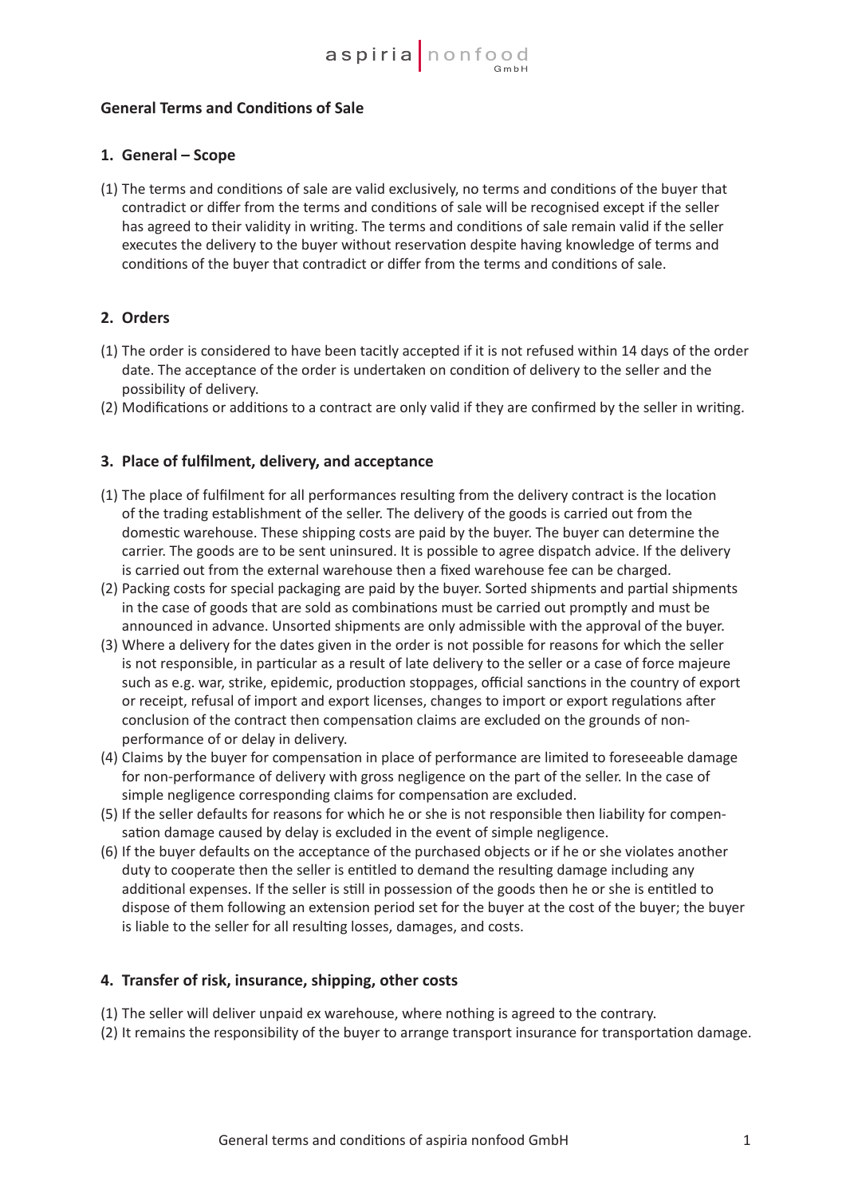## General Terms and Conditions of Sale

### 1. General – Scope

(1) The terms and conditions of sale are valid exclusively, no terms and conditions of the buyer that contradict or differ from the terms and conditions of sale will be recognised except if the seller has agreed to their validity in writing. The terms and conditions of sale remain valid if the seller executes the delivery to the buyer without reservation despite having knowledge of terms and conditions of the buyer that contradict or differ from the terms and conditions of sale.

### 2. Orders

(1) The order is considered to have been tacitly accepted if it is not refused within 14 days of the order date. The acceptance of the order is undertaken on condition of delivery to the seller and the possibility of delivery.

(2) Modifications or additions to a contract are only valid if they are confirmed by the seller in writing.

### 3. Place of fulfilment, delivery, and acceptance

(1) The place of fulfilment for all performances resulting from the delivery contract is the location of the trading establishment of the seller. The delivery of the goods is carried out from the domestic warehouse. These shipping costs are paid by the buyer. The buyer can determine the carrier. The goods are to be sent uninsured. It is possible to agree dispatch advice. If the delivery is carried out from the external warehouse then a fixed warehouse fee can be charged.

(2) Packing costs for special packaging are paid by the buyer. Sorted shipments and partial shipments in the case of goods that are sold as combinations must be carried out promptly and must be announced in advance. Unsorted shipments are only admissible with the approval of the buyer.

(3) Where a delivery for the dates given in the order is not possible for reasons for which the seller is not responsible, in particular as a result of late delivery to the seller or a case of force majeure such as e.g. war, strike, epidemic, production stoppages, official sanctions in the country of export or receipt, refusal of import and export licenses, changes to import or export regulations after conclusion of the contract then compensation claims are excluded on the grounds of non-performance of or delay in delivery.

(4) Claims by the buyer for compensation in place of performance are limited to foreseeable damage for non-performance of delivery with gross negligence on the part of the seller. In the case of simple negligence corresponding claims for compensation are excluded.

(5) If the seller defaults for reasons for which he or she is not responsible then liability for compensation damage caused by delay is excluded in the event of simple negligence.

(6) If the buyer defaults on the acceptance of the purchased objects or if he or she violates another duty to cooperate then the seller is entitled to demand the resulting damage including any additional expenses. If the seller is still in possession of the goods then he or she is entitled to dispose of them following an extension period set for the buyer at the cost of the buyer; the buyer is liable to the seller for all resulting losses, damages, and costs.

### 4. Transfer of risk, insurance, shipping, other costs

(1) The seller will deliver unpaid ex warehouse, where nothing is agreed to the contrary.

(2) It remains the responsibility of the buyer to arrange transport insurance for transportation damage.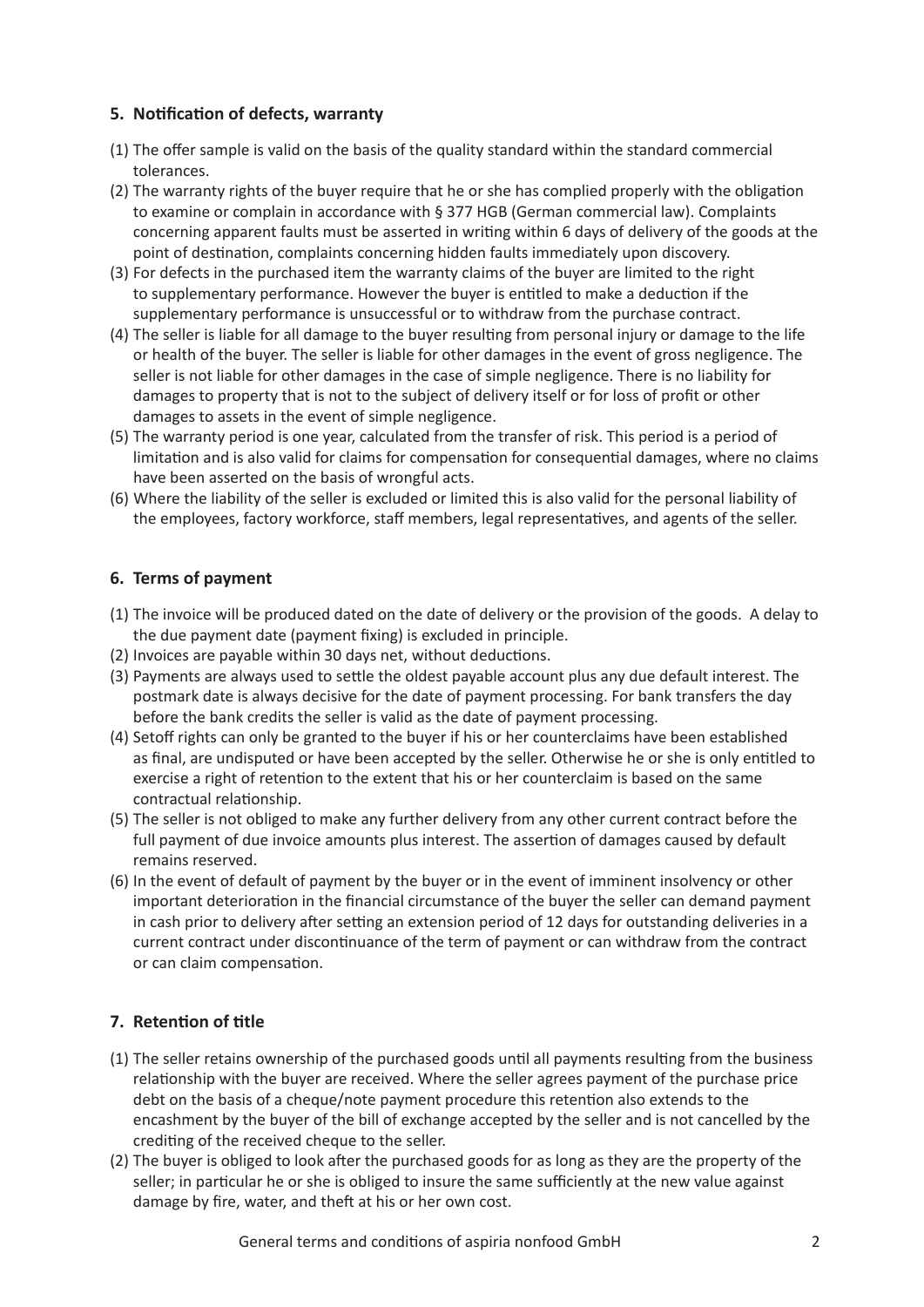## 5. Notification of defects, warranty

(1) The offer sample is valid on the basis of the quality standard within the standard commercial tolerances.

(2) The warranty rights of the buyer require that he or she has complied properly with the obligation to examine or complain in accordance with § 377 HGB (German commercial law). Complaints concerning apparent faults must be asserted in writing within 6 days of delivery of the goods at the point of destination, complaints concerning hidden faults immediately upon discovery.

(3) For defects in the purchased item the warranty claims of the buyer are limited to the right to supplementary performance. However the buyer is entitled to make a deduction if the supplementary performance is unsuccessful or to withdraw from the purchase contract.

(4) The seller is liable for all damage to the buyer resulting from personal injury or damage to the life or health of the buyer. The seller is liable for other damages in the event of gross negligence. The seller is not liable for other damages in the case of simple negligence. There is no liability for damages to property that is not to the subject of delivery itself or for loss of profit or other damages to assets in the event of simple negligence.

(5) The warranty period is one year, calculated from the transfer of risk. This period is a period of limitation and is also valid for claims for compensation for consequential damages, where no claims have been asserted on the basis of wrongful acts.

(6) Where the liability of the seller is excluded or limited this is also valid for the personal liability of the employees, factory workforce, staff members, legal representatives, and agents of the seller.

## 6. Terms of payment

(1) The invoice will be produced dated on the date of delivery or the provision of the goods. A delay to the due payment date (payment fixing) is excluded in principle.

(2) Invoices are payable within 30 days net, without deductions.

(3) Payments are always used to settle the oldest payable account plus any due default interest. The postmark date is always decisive for the date of payment processing. For bank transfers the day before the bank credits the seller is valid as the date of payment processing.

(4) Setoff rights can only be granted to the buyer if his or her counterclaims have been established as final, are undisputed or have been accepted by the seller. Otherwise he or she is only entitled to exercise a right of retention to the extent that his or her counterclaim is based on the same contractual relationship.

(5) The seller is not obliged to make any further delivery from any other current contract before the full payment of due invoice amounts plus interest. The assertion of damages caused by default remains reserved.

(6) In the event of default of payment by the buyer or in the event of imminent insolvency or other important deterioration in the financial circumstance of the buyer the seller can demand payment in cash prior to delivery after setting an extension period of 12 days for outstanding deliveries in a current contract under discontinuance of the term of payment or can withdraw from the contract or can claim compensation.

## 7. Retention of title

(1) The seller retains ownership of the purchased goods until all payments resulting from the business relationship with the buyer are received. Where the seller agrees payment of the purchase price debt on the basis of a cheque/note payment procedure this retention also extends to the encashment by the buyer of the bill of exchange accepted by the seller and is not cancelled by the crediting of the received cheque to the seller.

(2) The buyer is obliged to look after the purchased goods for as long as they are the property of the seller; in particular he or she is obliged to insure the same sufficiently at the new value against damage by fire, water, and theft at his or her own cost.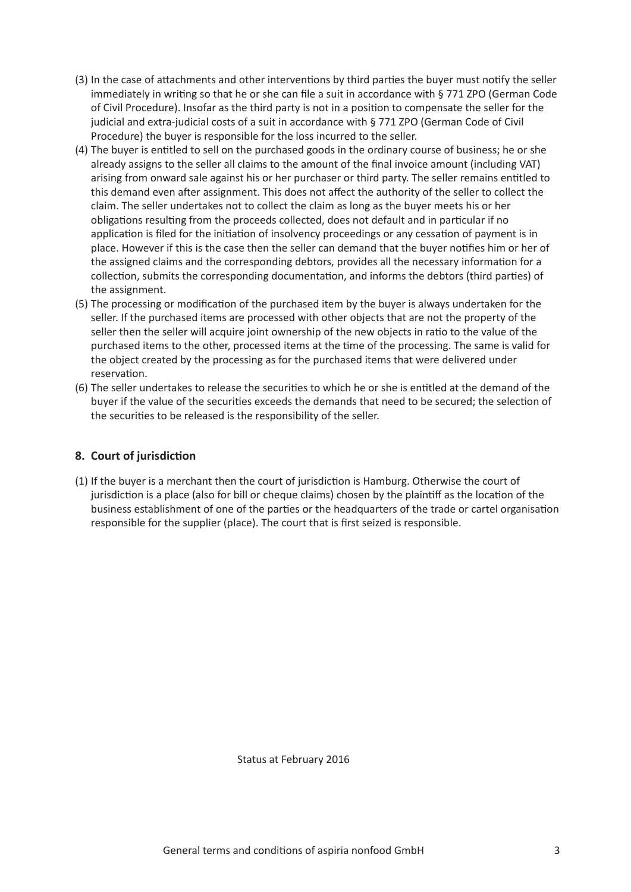(3) In the case of attachments and other interventions by third parties the buyer must notify the seller immediately in writing so that he or she can file a suit in accordance with § 771 ZPO (German Code of Civil Procedure). Insofar as the third party is not in a position to compensate the seller for the judicial and extra-judicial costs of a suit in accordance with § 771 ZPO (German Code of Civil Procedure) the buyer is responsible for the loss incurred to the seller.

(4) The buyer is entitled to sell on the purchased goods in the ordinary course of business; he or she already assigns to the seller all claims to the amount of the final invoice amount (including VAT) arising from onward sale against his or her purchaser or third party. The seller remains entitled to this demand even after assignment. This does not affect the authority of the seller to collect the claim. The seller undertakes not to collect the claim as long as the buyer meets his or her obligations resulting from the proceeds collected, does not default and in particular if no application is filed for the initiation of insolvency proceedings or any cessation of payment is in place. However if this is the case then the seller can demand that the buyer notifies him or her of the assigned claims and the corresponding debtors, provides all the necessary information for a collection, submits the corresponding documentation, and informs the debtors (third parties) of the assignment.

(5) The processing or modification of the purchased item by the buyer is always undertaken for the seller. If the purchased items are processed with other objects that are not the property of the seller then the seller will acquire joint ownership of the new objects in ratio to the value of the purchased items to the other, processed items at the time of the processing. The same is valid for the object created by the processing as for the purchased items that were delivered under reservation.

(6) The seller undertakes to release the securities to which he or she is entitled at the demand of the buyer if the value of the securities exceeds the demands that need to be secured; the selection of the securities to be released is the responsibility of the seller.

## 8. Court of jurisdiction

(1) If the buyer is a merchant then the court of jurisdiction is Hamburg. Otherwise the court of jurisdiction is a place (also for bill or cheque claims) chosen by the plaintiff as the location of the business establishment of one of the parties or the headquarters of the trade or cartel organisation responsible for the supplier (place). The court that is first seized is responsible.

Status at February 2016